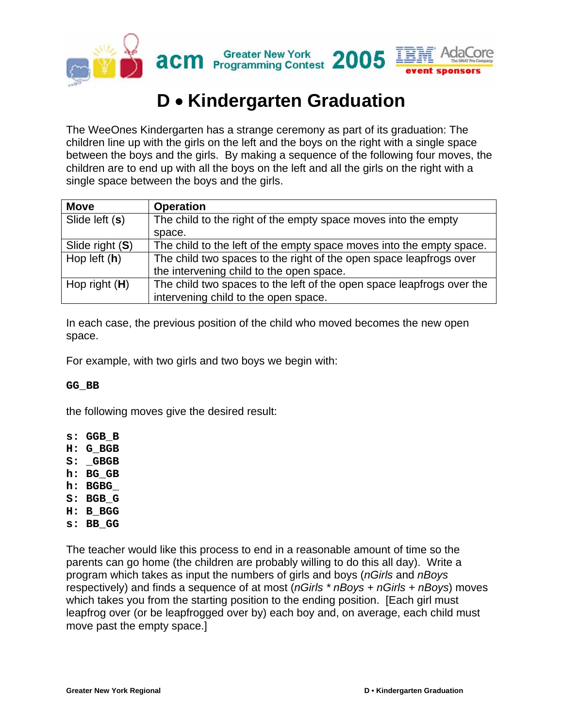# D • Kindergarten Graduation

The WeeOnes Kindergarten has a strange ceremony as part of its graduation: The children line up with the girls on the left and the boys on the right with a single space between the boys and the girls. By making a sequence of the following four moves, the children are to end up with all the boys on the left and all the girls on the right with a single space between the boys and the girls.

| Move | Operation |
| --- | --- |
| Slide left (**s**) | The child to the right of the empty space moves into the empty space. |
| Slide right (**S**) | The child to the left of the empty space moves into the empty space. |
| Hop left (**h**) | The child two spaces to the right of the open space leapfrogs over the intervening child to the open space. |
| Hop right (**H**) | The child two spaces to the left of the open space leapfrogs over the intervening child to the open space. |

In each case, the previous position of the child who moved becomes the new open space.

For example, with two girls and two boys we begin with:

```
GG_BB
```

the following moves give the desired result:

```
s: GGB_B
H: G_BGB
S: _GBGB
h: BG_GB
h: BGBG_
S: BGB_G
H: B_BGG
s: BB_GG
```

The teacher would like this process to end in a reasonable amount of time so the parents can go home (the children are probably willing to do this all day). Write a program which takes as input the numbers of girls and boys (*nGirls* and *nBoys* respectively) and finds a sequence of at most (*nGirls* * *nBoys* + *nGirls* + *nBoys*) moves which takes you from the starting position to the ending position. [Each girl must leapfrog over (or be leapfrogged over by) each boy and, on average, each child must move past the empty space.]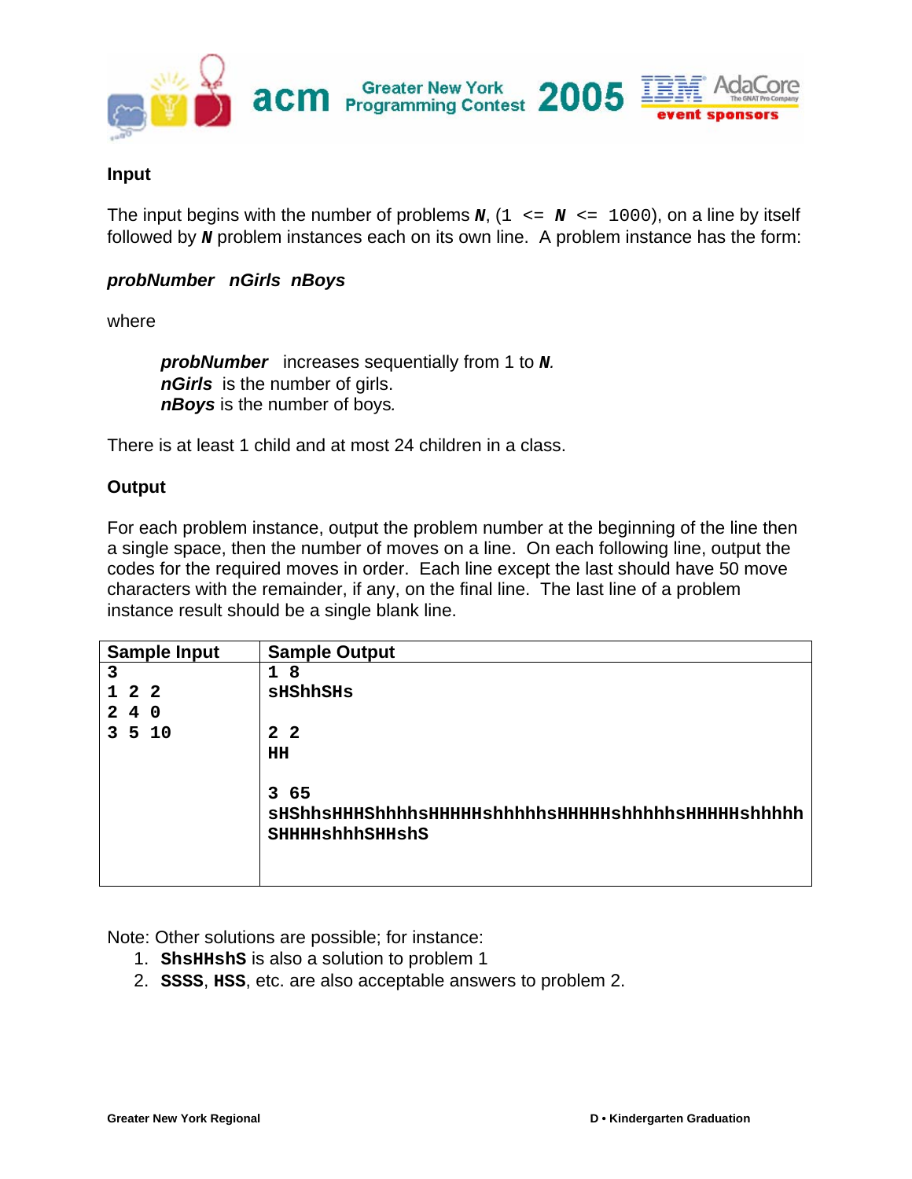**Input**

The input begins with the number of problems ***N***, (1 <= ***N*** <= 1000), on a line by itself followed by ***N*** problem instances each on its own line. A problem instance has the form:

***probNumber nGirls nBoys***

where

> ***probNumber*** increases sequentially from 1 to ***N***.
> ***nGirls*** is the number of girls.
> ***nBoys*** is the number of boys.

There is at least 1 child and at most 24 children in a class.

**Output**

For each problem instance, output the problem number at the beginning of the line then a single space, then the number of moves on a line. On each following line, output the codes for the required moves in order. Each line except the last should have 50 move characters with the remainder, if any, on the final line. The last line of a problem instance result should be a single blank line.

| Sample Input | Sample Output |
|---|---|
| 3<br>1 2 2<br>2 4 0<br>3 5 10 | 1 8<br>sHShhSHs<br><br>2 2<br>HH<br><br>3 65<br>sHShhsHHHShhhhsHHHHHshhhhhsHHHHHshhhhhsHHHHHshhhhh<br>SHHHHshhhSHHshS |

Note: Other solutions are possible; for instance:

1. **ShsHHshS** is also a solution to problem 1
2. **SSSS**, **HSS**, etc. are also acceptable answers to problem 2.